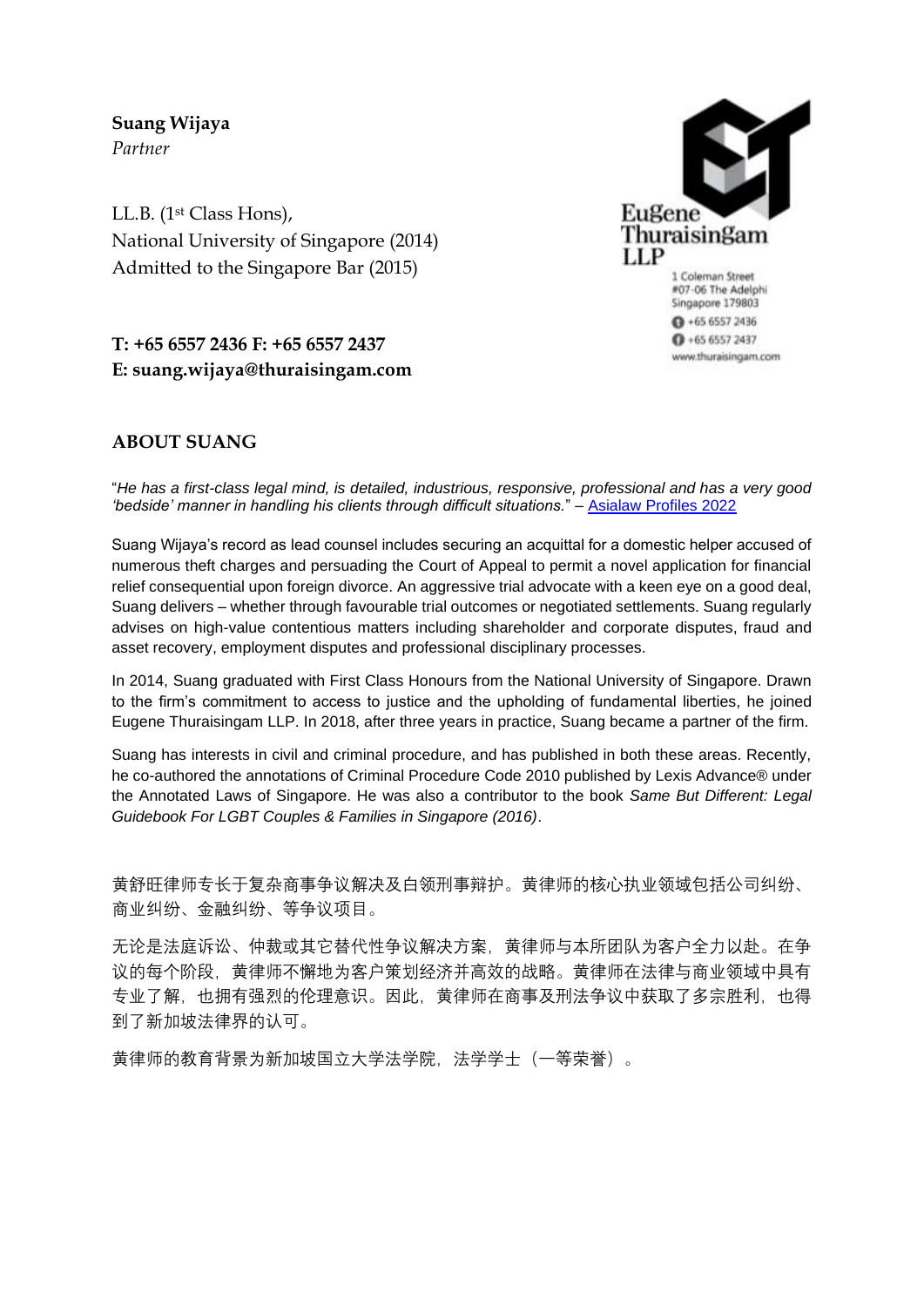**Suang Wijaya**
*Partner*

LL.B. (1st Class Hons),
National University of Singapore (2014)
Admitted to the Singapore Bar (2015)

**T: +65 6557 2436 F: +65 6557 2437**
**E: suang.wijaya@thuraisingam.com**

Eugene Thuraisingam LLP
1 Coleman Street
#07-06 The Adelphi
Singapore 179803
+65 6557 2436
+65 6557 2437
www.thuraisingam.com

## ABOUT SUANG

"*He has a first-class legal mind, is detailed, industrious, responsive, professional and has a very good 'bedside' manner in handling his clients through difficult situations.*" – [Asialaw Profiles 2022]

Suang Wijaya's record as lead counsel includes securing an acquittal for a domestic helper accused of numerous theft charges and persuading the Court of Appeal to permit a novel application for financial relief consequential upon foreign divorce. An aggressive trial advocate with a keen eye on a good deal, Suang delivers – whether through favourable trial outcomes or negotiated settlements. Suang regularly advises on high-value contentious matters including shareholder and corporate disputes, fraud and asset recovery, employment disputes and professional disciplinary processes.

In 2014, Suang graduated with First Class Honours from the National University of Singapore. Drawn to the firm's commitment to access to justice and the upholding of fundamental liberties, he joined Eugene Thuraisingam LLP. In 2018, after three years in practice, Suang became a partner of the firm.

Suang has interests in civil and criminal procedure, and has published in both these areas. Recently, he co-authored the annotations of Criminal Procedure Code 2010 published by Lexis Advance® under the Annotated Laws of Singapore. He was also a contributor to the book *Same But Different: Legal Guidebook For LGBT Couples & Families in Singapore (2016)*.

黄舒旺律师专长于复杂商事争议解决及白领刑事辩护。黄律师的核心执业领域包括公司纠纷、商业纠纷、金融纠纷、等争议项目。

无论是法庭诉讼、仲裁或其它替代性争议解决方案，黄律师与本所团队为客户全力以赴。在争议的每个阶段，黄律师不懈地为客户策划经济并高效的战略。黄律师在法律与商业领域中具有专业了解，也拥有强烈的伦理意识。因此，黄律师在商事及刑法争议中获取了多宗胜利，也得到了新加坡法律界的认可。

黄律师的教育背景为新加坡国立大学法学院，法学学士（一等荣誉）。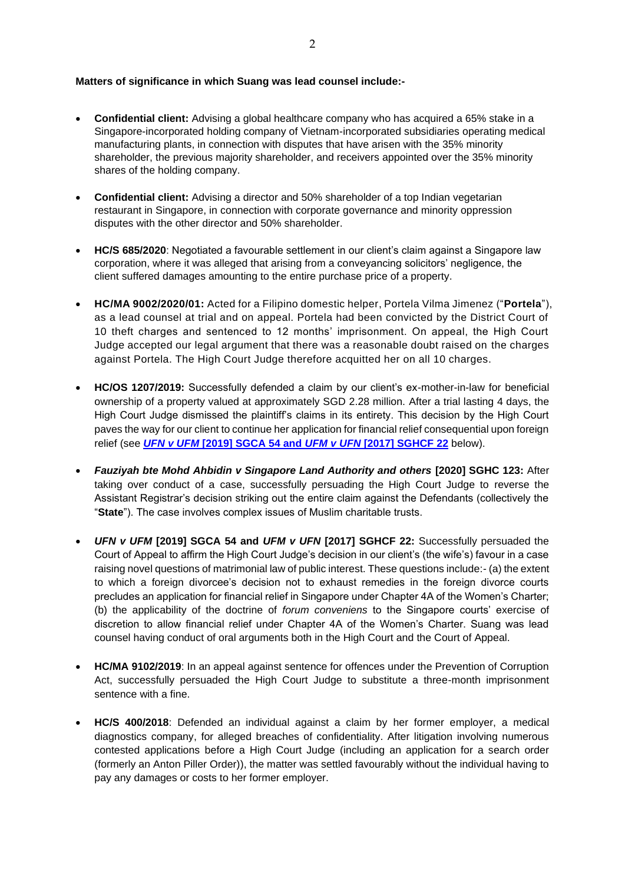**Matters of significance in which Suang was lead counsel include:-**

- **Confidential client:** Advising a global healthcare company who has acquired a 65% stake in a Singapore-incorporated holding company of Vietnam-incorporated subsidiaries operating medical manufacturing plants, in connection with disputes that have arisen with the 35% minority shareholder, the previous majority shareholder, and receivers appointed over the 35% minority shares of the holding company.

- **Confidential client:** Advising a director and 50% shareholder of a top Indian vegetarian restaurant in Singapore, in connection with corporate governance and minority oppression disputes with the other director and 50% shareholder.

- **HC/S 685/2020**: Negotiated a favourable settlement in our client's claim against a Singapore law corporation, where it was alleged that arising from a conveyancing solicitors' negligence, the client suffered damages amounting to the entire purchase price of a property.

- **HC/MA 9002/2020/01:** Acted for a Filipino domestic helper, Portela Vilma Jimenez ("**Portela**"), as a lead counsel at trial and on appeal. Portela had been convicted by the District Court of 10 theft charges and sentenced to 12 months' imprisonment. On appeal, the High Court Judge accepted our legal argument that there was a reasonable doubt raised on the charges against Portela. The High Court Judge therefore acquitted her on all 10 charges.

- **HC/OS 1207/2019:** Successfully defended a claim by our client's ex-mother-in-law for beneficial ownership of a property valued at approximately SGD 2.28 million. After a trial lasting 4 days, the High Court Judge dismissed the plaintiff's claims in its entirety. This decision by the High Court paves the way for our client to continue her application for financial relief consequential upon foreign relief (see ***UFN v UFM* [2019] SGCA 54 and *UFM v UFN* [2017] SGHCF 22** below).

- ***Fauziyah bte Mohd Ahbidin v Singapore Land Authority and others* [2020] SGHC 123:** After taking over conduct of a case, successfully persuading the High Court Judge to reverse the Assistant Registrar's decision striking out the entire claim against the Defendants (collectively the "**State**"). The case involves complex issues of Muslim charitable trusts.

- ***UFN v UFM* [2019] SGCA 54 and *UFM v UFN* [2017] SGHCF 22:** Successfully persuaded the Court of Appeal to affirm the High Court Judge's decision in our client's (the wife's) favour in a case raising novel questions of matrimonial law of public interest. These questions include:- (a) the extent to which a foreign divorcee's decision not to exhaust remedies in the foreign divorce courts precludes an application for financial relief in Singapore under Chapter 4A of the Women's Charter; (b) the applicability of the doctrine of *forum conveniens* to the Singapore courts' exercise of discretion to allow financial relief under Chapter 4A of the Women's Charter. Suang was lead counsel having conduct of oral arguments both in the High Court and the Court of Appeal.

- **HC/MA 9102/2019**: In an appeal against sentence for offences under the Prevention of Corruption Act, successfully persuaded the High Court Judge to substitute a three-month imprisonment sentence with a fine.

- **HC/S 400/2018**: Defended an individual against a claim by her former employer, a medical diagnostics company, for alleged breaches of confidentiality. After litigation involving numerous contested applications before a High Court Judge (including an application for a search order (formerly an Anton Piller Order)), the matter was settled favourably without the individual having to pay any damages or costs to her former employer.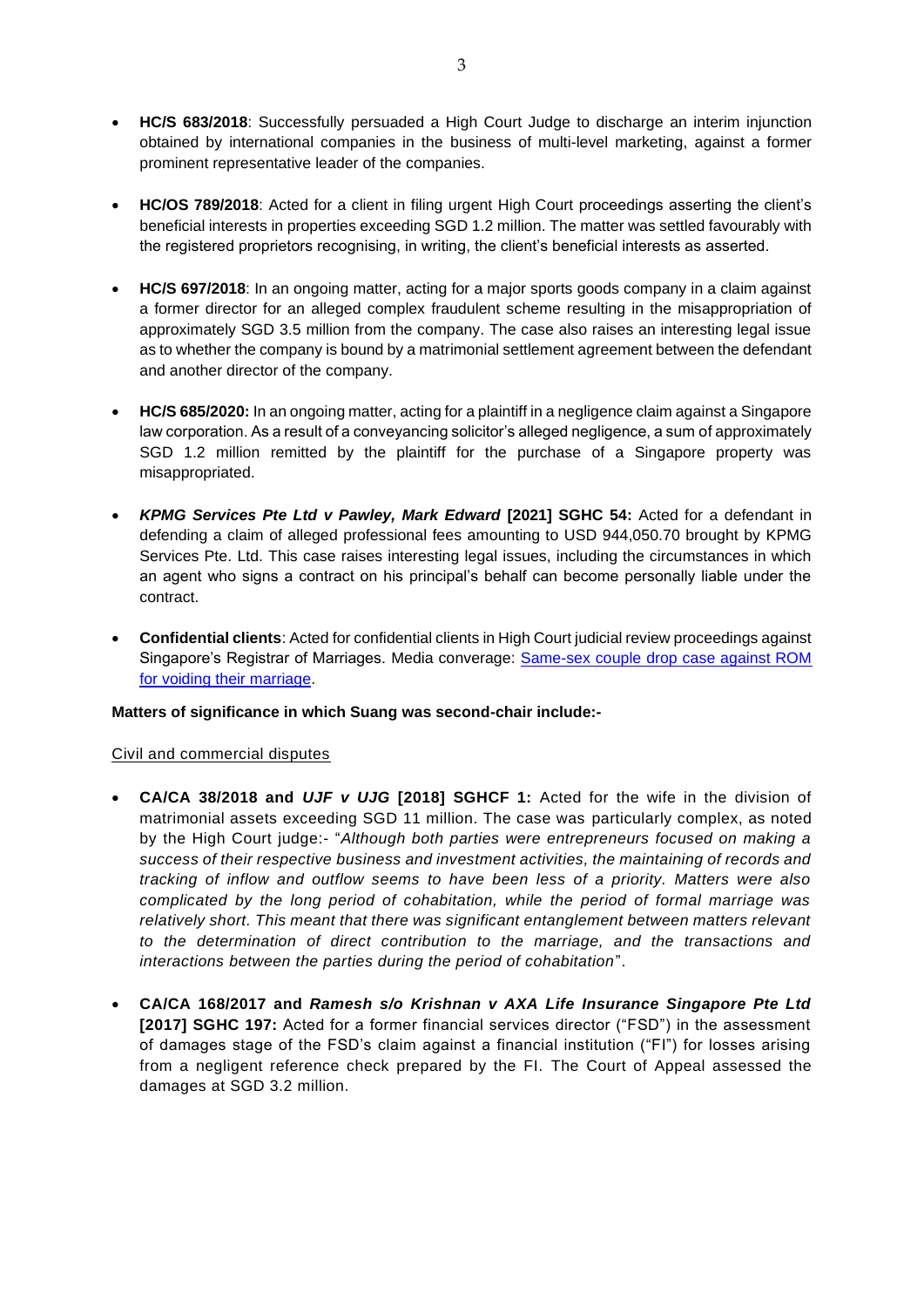- **HC/S 683/2018**: Successfully persuaded a High Court Judge to discharge an interim injunction obtained by international companies in the business of multi-level marketing, against a former prominent representative leader of the companies.

- **HC/OS 789/2018**: Acted for a client in filing urgent High Court proceedings asserting the client's beneficial interests in properties exceeding SGD 1.2 million. The matter was settled favourably with the registered proprietors recognising, in writing, the client's beneficial interests as asserted.

- **HC/S 697/2018**: In an ongoing matter, acting for a major sports goods company in a claim against a former director for an alleged complex fraudulent scheme resulting in the misappropriation of approximately SGD 3.5 million from the company. The case also raises an interesting legal issue as to whether the company is bound by a matrimonial settlement agreement between the defendant and another director of the company.

- **HC/S 685/2020:** In an ongoing matter, acting for a plaintiff in a negligence claim against a Singapore law corporation. As a result of a conveyancing solicitor's alleged negligence, a sum of approximately SGD 1.2 million remitted by the plaintiff for the purchase of a Singapore property was misappropriated.

- ***KPMG Services Pte Ltd v Pawley, Mark Edward* [2021] SGHC 54:** Acted for a defendant in defending a claim of alleged professional fees amounting to USD 944,050.70 brought by KPMG Services Pte. Ltd. This case raises interesting legal issues, including the circumstances in which an agent who signs a contract on his principal's behalf can become personally liable under the contract.

- **Confidential clients**: Acted for confidential clients in High Court judicial review proceedings against Singapore's Registrar of Marriages. Media converage: [Same-sex couple drop case against ROM for voiding their marriage](#).

**Matters of significance in which Suang was second-chair include:-**

<u>Civil and commercial disputes</u>

- **CA/CA 38/2018 and *UJF v UJG* [2018] SGHCF 1:** Acted for the wife in the division of matrimonial assets exceeding SGD 11 million. The case was particularly complex, as noted by the High Court judge:- "*Although both parties were entrepreneurs focused on making a success of their respective business and investment activities, the maintaining of records and tracking of inflow and outflow seems to have been less of a priority. Matters were also complicated by the long period of cohabitation, while the period of formal marriage was relatively short. This meant that there was significant entanglement between matters relevant to the determination of direct contribution to the marriage, and the transactions and interactions between the parties during the period of cohabitation*".

- **CA/CA 168/2017 and *Ramesh s/o Krishnan v AXA Life Insurance Singapore Pte Ltd* [2017] SGHC 197:** Acted for a former financial services director ("FSD") in the assessment of damages stage of the FSD's claim against a financial institution ("FI") for losses arising from a negligent reference check prepared by the FI. The Court of Appeal assessed the damages at SGD 3.2 million.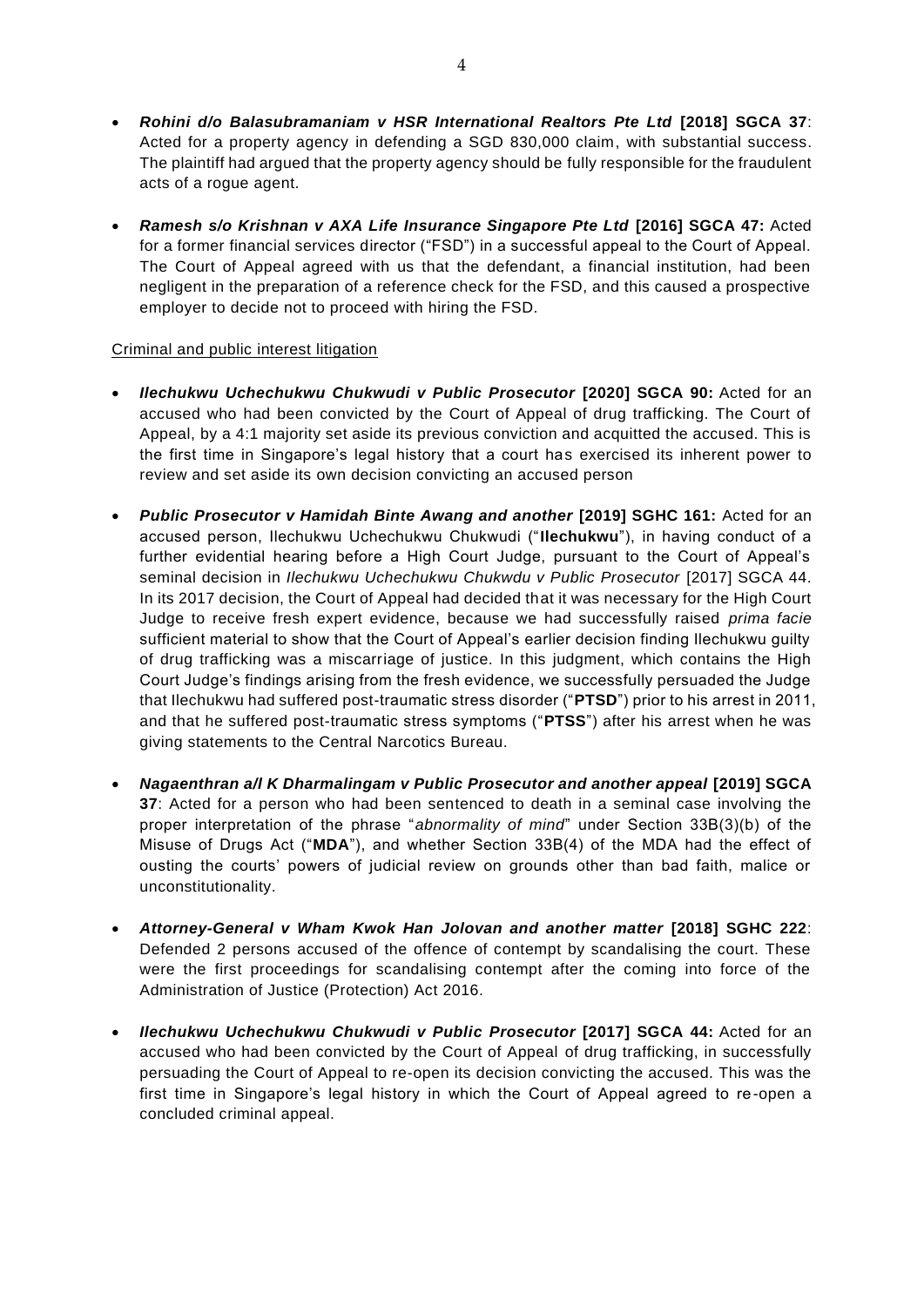- ***Rohini d/o Balasubramaniam v HSR International Realtors Pte Ltd* [2018] SGCA 37**: Acted for a property agency in defending a SGD 830,000 claim, with substantial success. The plaintiff had argued that the property agency should be fully responsible for the fraudulent acts of a rogue agent.

- ***Ramesh s/o Krishnan v AXA Life Insurance Singapore Pte Ltd* [2016] SGCA 47:** Acted for a former financial services director ("FSD") in a successful appeal to the Court of Appeal. The Court of Appeal agreed with us that the defendant, a financial institution, had been negligent in the preparation of a reference check for the FSD, and this caused a prospective employer to decide not to proceed with hiring the FSD.

<u>Criminal and public interest litigation</u>

- ***Ilechukwu Uchechukwu Chukwudi v Public Prosecutor* [2020] SGCA 90:** Acted for an accused who had been convicted by the Court of Appeal of drug trafficking. The Court of Appeal, by a 4:1 majority set aside its previous conviction and acquitted the accused. This is the first time in Singapore's legal history that a court has exercised its inherent power to review and set aside its own decision convicting an accused person

- ***Public Prosecutor v Hamidah Binte Awang and another* [2019] SGHC 161:** Acted for an accused person, Ilechukwu Uchechukwu Chukwudi ("**Ilechukwu**"), in having conduct of a further evidential hearing before a High Court Judge, pursuant to the Court of Appeal's seminal decision in *Ilechukwu Uchechukwu Chukwdu v Public Prosecutor* [2017] SGCA 44. In its 2017 decision, the Court of Appeal had decided that it was necessary for the High Court Judge to receive fresh expert evidence, because we had successfully raised *prima facie* sufficient material to show that the Court of Appeal's earlier decision finding Ilechukwu guilty of drug trafficking was a miscarriage of justice. In this judgment, which contains the High Court Judge's findings arising from the fresh evidence, we successfully persuaded the Judge that Ilechukwu had suffered post-traumatic stress disorder ("**PTSD**") prior to his arrest in 2011, and that he suffered post-traumatic stress symptoms ("**PTSS**") after his arrest when he was giving statements to the Central Narcotics Bureau.

- ***Nagaenthran a/l K Dharmalingam v Public Prosecutor and another appeal* [2019] SGCA 37**: Acted for a person who had been sentenced to death in a seminal case involving the proper interpretation of the phrase "*abnormality of mind*" under Section 33B(3)(b) of the Misuse of Drugs Act ("**MDA**"), and whether Section 33B(4) of the MDA had the effect of ousting the courts' powers of judicial review on grounds other than bad faith, malice or unconstitutionality.

- ***Attorney-General v Wham Kwok Han Jolovan and another matter* [2018] SGHC 222**: Defended 2 persons accused of the offence of contempt by scandalising the court. These were the first proceedings for scandalising contempt after the coming into force of the Administration of Justice (Protection) Act 2016.

- ***Ilechukwu Uchechukwu Chukwudi v Public Prosecutor* [2017] SGCA 44:** Acted for an accused who had been convicted by the Court of Appeal of drug trafficking, in successfully persuading the Court of Appeal to re-open its decision convicting the accused. This was the first time in Singapore's legal history in which the Court of Appeal agreed to re-open a concluded criminal appeal.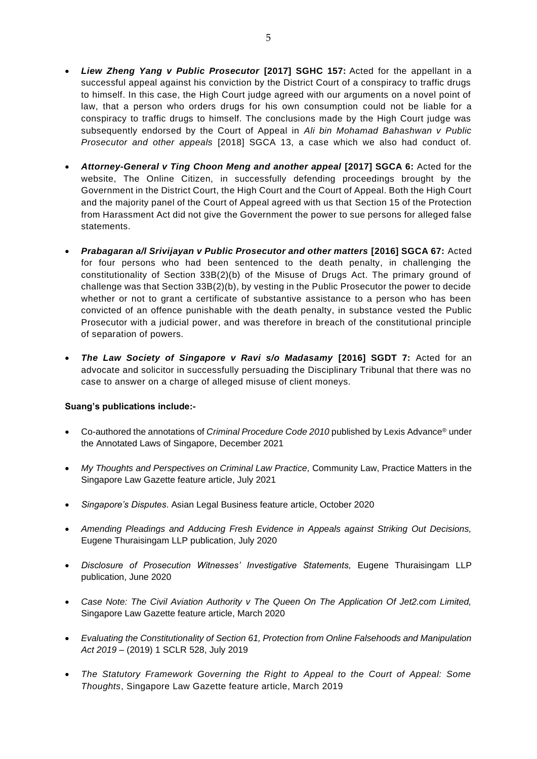- ***Liew Zheng Yang v Public Prosecutor* [2017] SGHC 157:** Acted for the appellant in a successful appeal against his conviction by the District Court of a conspiracy to traffic drugs to himself. In this case, the High Court judge agreed with our arguments on a novel point of law, that a person who orders drugs for his own consumption could not be liable for a conspiracy to traffic drugs to himself. The conclusions made by the High Court judge was subsequently endorsed by the Court of Appeal in *Ali bin Mohamad Bahashwan v Public Prosecutor and other appeals* [2018] SGCA 13, a case which we also had conduct of.

- ***Attorney-General v Ting Choon Meng and another appeal* [2017] SGCA 6:** Acted for the website, The Online Citizen, in successfully defending proceedings brought by the Government in the District Court, the High Court and the Court of Appeal. Both the High Court and the majority panel of the Court of Appeal agreed with us that Section 15 of the Protection from Harassment Act did not give the Government the power to sue persons for alleged false statements.

- ***Prabagaran a/l Srivijayan v Public Prosecutor and other matters* [2016] SGCA 67:** Acted for four persons who had been sentenced to the death penalty, in challenging the constitutionality of Section 33B(2)(b) of the Misuse of Drugs Act. The primary ground of challenge was that Section 33B(2)(b), by vesting in the Public Prosecutor the power to decide whether or not to grant a certificate of substantive assistance to a person who has been convicted of an offence punishable with the death penalty, in substance vested the Public Prosecutor with a judicial power, and was therefore in breach of the constitutional principle of separation of powers.

- ***The Law Society of Singapore v Ravi s/o Madasamy* [2016] SGDT 7:** Acted for an advocate and solicitor in successfully persuading the Disciplinary Tribunal that there was no case to answer on a charge of alleged misuse of client moneys.

**Suang's publications include:-**

- Co-authored the annotations of *Criminal Procedure Code 2010* published by Lexis Advance® under the Annotated Laws of Singapore, December 2021

- *My Thoughts and Perspectives on Criminal Law Practice,* Community Law, Practice Matters in the Singapore Law Gazette feature article, July 2021

- *Singapore's Disputes*. Asian Legal Business feature article, October 2020

- *Amending Pleadings and Adducing Fresh Evidence in Appeals against Striking Out Decisions,* Eugene Thuraisingam LLP publication, July 2020

- *Disclosure of Prosecution Witnesses' Investigative Statements,* Eugene Thuraisingam LLP publication, June 2020

- *Case Note: The Civil Aviation Authority v The Queen On The Application Of Jet2.com Limited,* Singapore Law Gazette feature article, March 2020

- *Evaluating the Constitutionality of Section 61, Protection from Online Falsehoods and Manipulation Act 2019* – (2019) 1 SCLR 528, July 2019

- *The Statutory Framework Governing the Right to Appeal to the Court of Appeal: Some Thoughts*, Singapore Law Gazette feature article, March 2019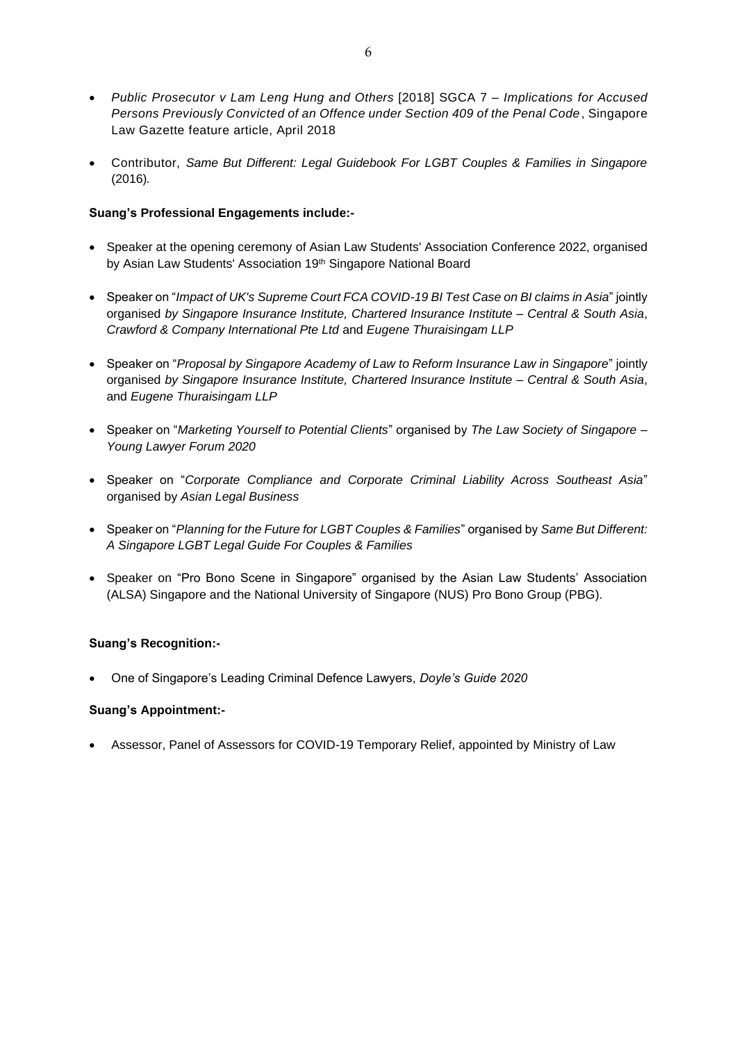- *Public Prosecutor v Lam Leng Hung and Others* [2018] SGCA 7 – *Implications for Accused Persons Previously Convicted of an Offence under Section 409 of the Penal Code*, Singapore Law Gazette feature article, April 2018

- Contributor, *Same But Different: Legal Guidebook For LGBT Couples & Families in Singapore* (2016).

**Suang's Professional Engagements include:-**

- Speaker at the opening ceremony of Asian Law Students' Association Conference 2022, organised by Asian Law Students' Association 19th Singapore National Board

- Speaker on "*Impact of UK's Supreme Court FCA COVID-19 BI Test Case on BI claims in Asia*" jointly organised *by Singapore Insurance Institute, Chartered Insurance Institute – Central & South Asia*, *Crawford & Company International Pte Ltd* and *Eugene Thuraisingam LLP*

- Speaker on "*Proposal by Singapore Academy of Law to Reform Insurance Law in Singapore*" jointly organised *by Singapore Insurance Institute, Chartered Insurance Institute – Central & South Asia*, and *Eugene Thuraisingam LLP*

- Speaker on "*Marketing Yourself to Potential Clients*" organised by *The Law Society of Singapore – Young Lawyer Forum 2020*

- Speaker on "*Corporate Compliance and Corporate Criminal Liability Across Southeast Asia*" organised by *Asian Legal Business*

- Speaker on "*Planning for the Future for LGBT Couples & Families*" organised by *Same But Different: A Singapore LGBT Legal Guide For Couples & Families*

- Speaker on "Pro Bono Scene in Singapore" organised by the Asian Law Students' Association (ALSA) Singapore and the National University of Singapore (NUS) Pro Bono Group (PBG).

**Suang's Recognition:-**

- One of Singapore's Leading Criminal Defence Lawyers, *Doyle's Guide 2020*

**Suang's Appointment:-**

- Assessor, Panel of Assessors for COVID-19 Temporary Relief, appointed by Ministry of Law